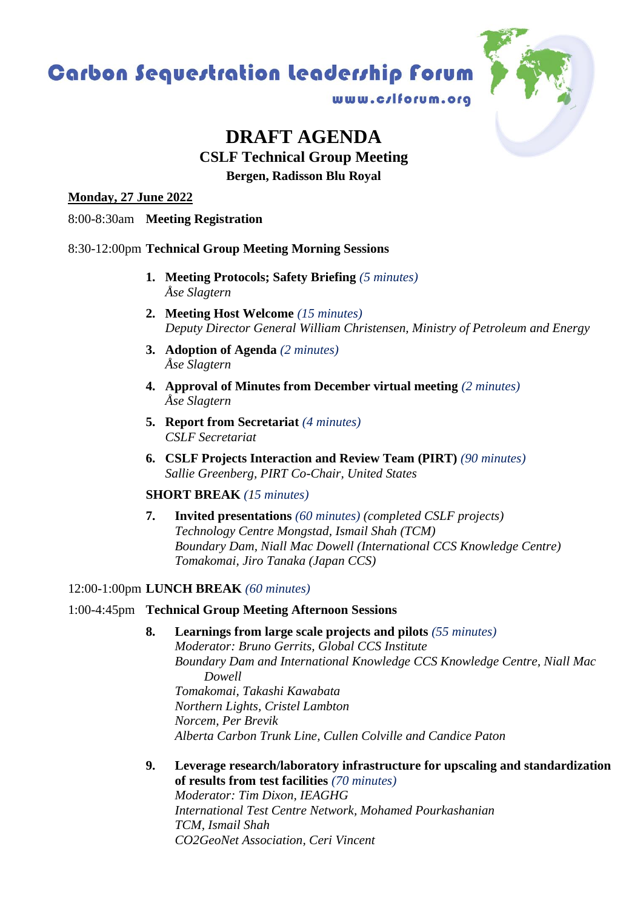Carbon Sequestration Leadership Forum

www.cslforum.org

# DRAFT AGENDA

## CSLF Technical Group Meeting

### Bergen, Radisson Blu Royal

**Monday, 27 June 2022**

8:00-8:30am **Meeting Registration**

8:30-12:00pm **Technical Group Meeting Morning Sessions**

1. **Meeting Protocols; Safety Briefing** *(5 minutes)*
   *Åse Slagtern*
2. **Meeting Host Welcome** *(15 minutes)*
   *Deputy Director General William Christensen, Ministry of Petroleum and Energy*
3. **Adoption of Agenda** *(2 minutes)*
   *Åse Slagtern*
4. **Approval of Minutes from December virtual meeting** *(2 minutes)*
   *Åse Slagtern*
5. **Report from Secretariat** *(4 minutes)*
   *CSLF Secretariat*
6. **CSLF Projects Interaction and Review Team (PIRT)** *(90 minutes)*
   *Sallie Greenberg, PIRT Co-Chair, United States*

**SHORT BREAK** *(15 minutes)*

7. **Invited presentations** *(60 minutes) (completed CSLF projects)*
   *Technology Centre Mongstad, Ismail Shah (TCM)*
   *Boundary Dam, Niall Mac Dowell (International CCS Knowledge Centre)*
   *Tomakomai, Jiro Tanaka (Japan CCS)*

12:00-1:00pm **LUNCH BREAK** *(60 minutes)*

1:00-4:45pm **Technical Group Meeting Afternoon Sessions**

8. **Learnings from large scale projects and pilots** *(55 minutes)*
   *Moderator: Bruno Gerrits, Global CCS Institute*
   *Boundary Dam and International Knowledge CCS Knowledge Centre, Niall Mac Dowell*
   *Tomakomai, Takashi Kawabata*
   *Northern Lights, Cristel Lambton*
   *Norcem, Per Brevik*
   *Alberta Carbon Trunk Line, Cullen Colville and Candice Paton*
9. **Leverage research/laboratory infrastructure for upscaling and standardization of results from test facilities** *(70 minutes)*
   *Moderator: Tim Dixon, IEAGHG*
   *International Test Centre Network, Mohamed Pourkashanian*
   *TCM, Ismail Shah*
   *CO2GeoNet Association, Ceri Vincent*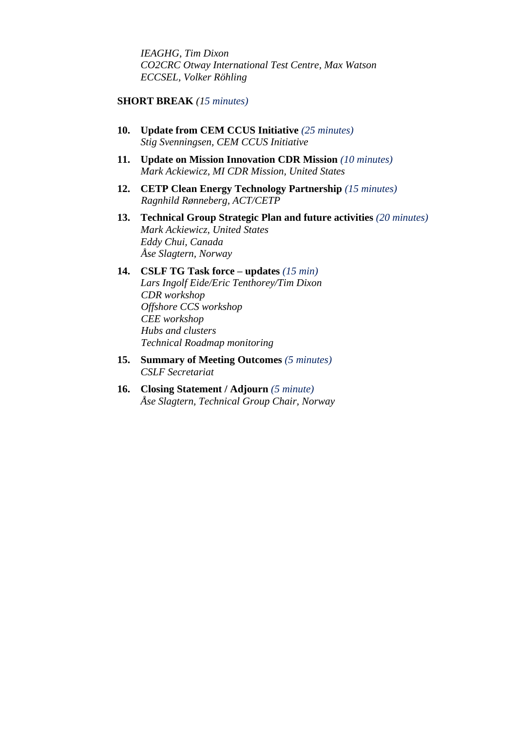*IEAGHG, Tim Dixon*
*CO2CRC Otway International Test Centre, Max Watson*
*ECCSEL, Volker Röhling*

**SHORT BREAK** *(15 minutes)*

10. **Update from CEM CCUS Initiative** *(25 minutes)*
    *Stig Svenningsen, CEM CCUS Initiative*

11. **Update on Mission Innovation CDR Mission** *(10 minutes)*
    *Mark Ackiewicz, MI CDR Mission, United States*

12. **CETP Clean Energy Technology Partnership** *(15 minutes)*
    *Ragnhild Rønneberg, ACT/CETP*

13. **Technical Group Strategic Plan and future activities** *(20 minutes)*
    *Mark Ackiewicz, United States*
    *Eddy Chui, Canada*
    *Åse Slagtern, Norway*

14. **CSLF TG Task force – updates** *(15 min)*
    *Lars Ingolf Eide/Eric Tenthorey/Tim Dixon*
    *CDR workshop*
    *Offshore CCS workshop*
    *CEE workshop*
    *Hubs and clusters*
    *Technical Roadmap monitoring*

15. **Summary of Meeting Outcomes** *(5 minutes)*
    *CSLF Secretariat*

16. **Closing Statement / Adjourn** *(5 minute)*
    *Åse Slagtern, Technical Group Chair, Norway*